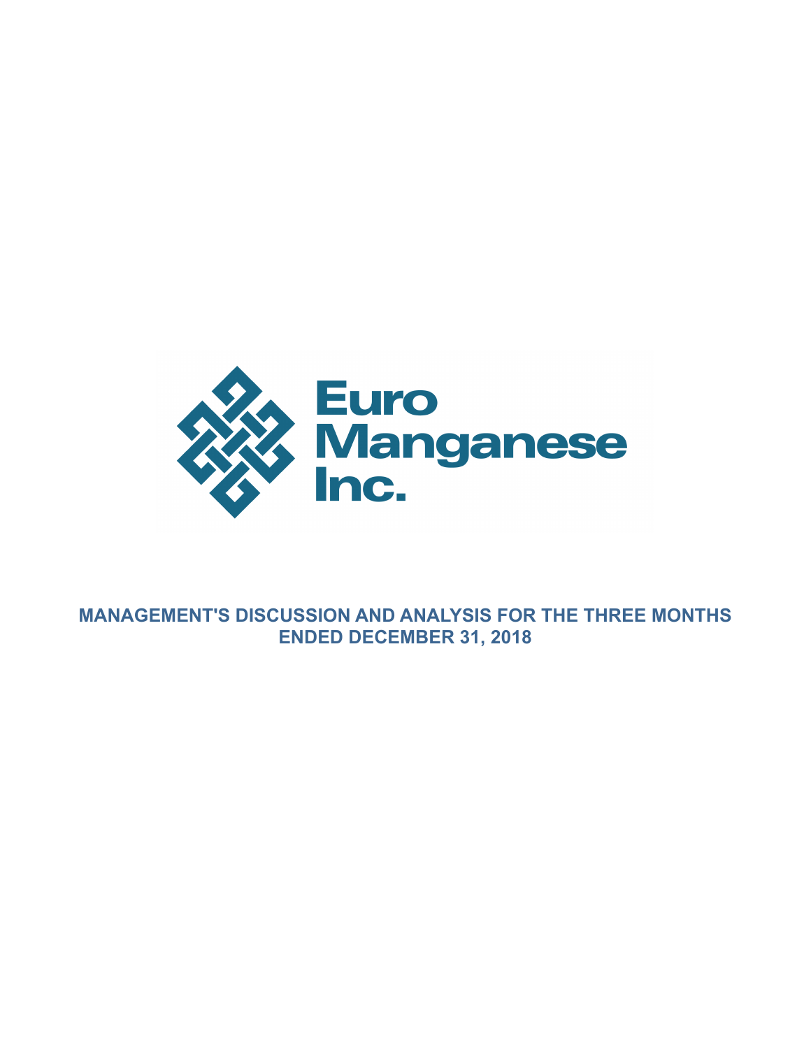Euro Manganese Inc.

# MANAGEMENT'S DISCUSSION AND ANALYSIS FOR THE THREE MONTHS ENDED DECEMBER 31, 2018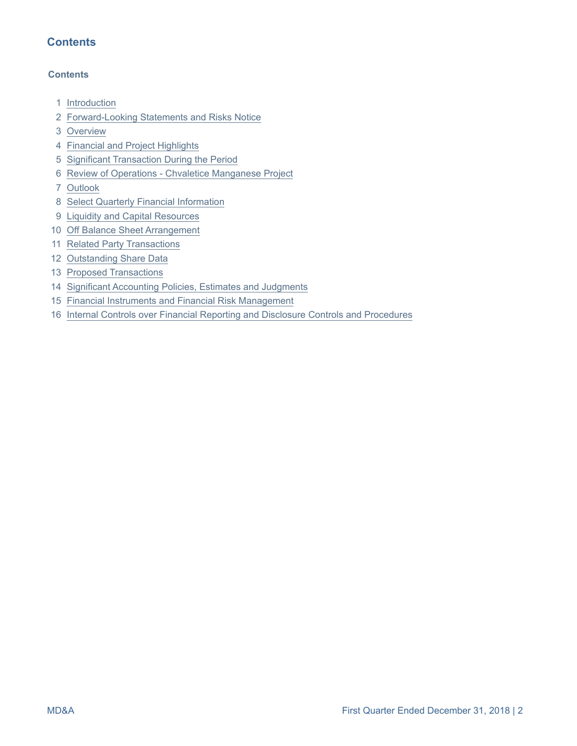# Contents

**Contents**

1. Introduction
2. Forward-Looking Statements and Risks Notice
3. Overview
4. Financial and Project Highlights
5. Significant Transaction During the Period
6. Review of Operations - Chvaletice Manganese Project
7. Outlook
8. Select Quarterly Financial Information
9. Liquidity and Capital Resources
10. Off Balance Sheet Arrangement
11. Related Party Transactions
12. Outstanding Share Data
13. Proposed Transactions
14. Significant Accounting Policies, Estimates and Judgments
15. Financial Instruments and Financial Risk Management
16. Internal Controls over Financial Reporting and Disclosure Controls and Procedures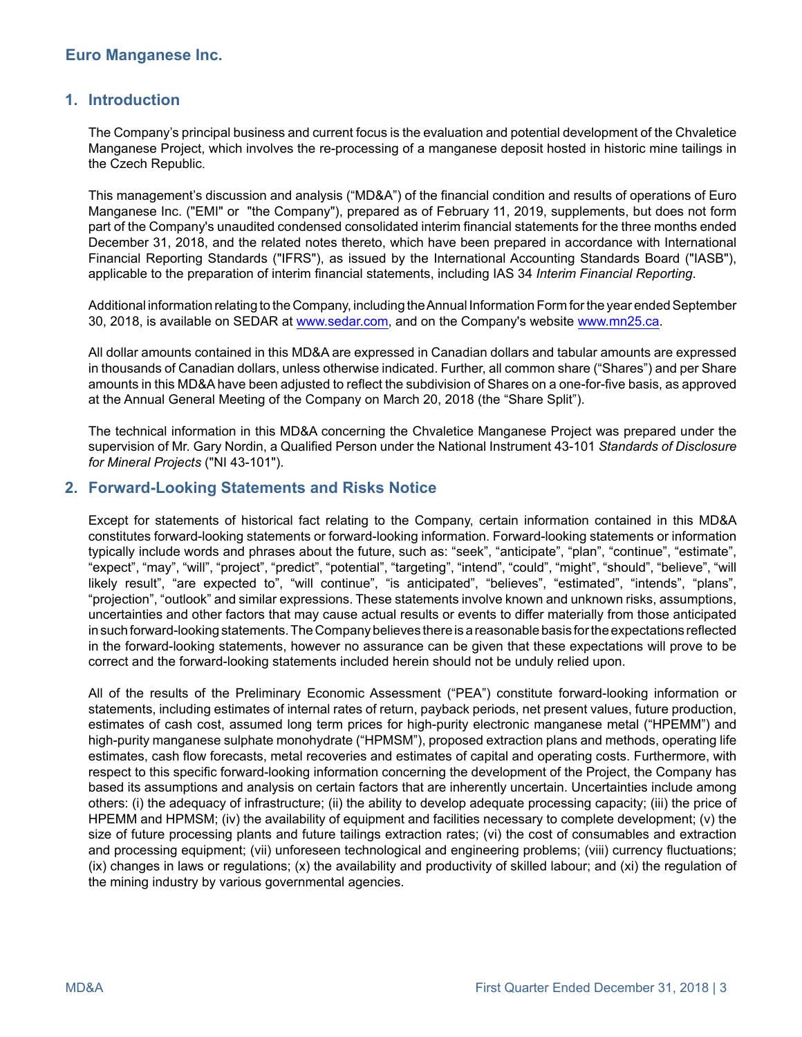## 1. Introduction

The Company's principal business and current focus is the evaluation and potential development of the Chvaletice Manganese Project, which involves the re-processing of a manganese deposit hosted in historic mine tailings in the Czech Republic.

This management's discussion and analysis ("MD&A") of the financial condition and results of operations of Euro Manganese Inc. ("EMI" or "the Company"), prepared as of February 11, 2019, supplements, but does not form part of the Company's unaudited condensed consolidated interim financial statements for the three months ended December 31, 2018, and the related notes thereto, which have been prepared in accordance with International Financial Reporting Standards ("IFRS"), as issued by the International Accounting Standards Board ("IASB"), applicable to the preparation of interim financial statements, including IAS 34 *Interim Financial Reporting*.

Additional information relating to the Company, including the Annual Information Form for the year ended September 30, 2018, is available on SEDAR at www.sedar.com, and on the Company's website www.mn25.ca.

All dollar amounts contained in this MD&A are expressed in Canadian dollars and tabular amounts are expressed in thousands of Canadian dollars, unless otherwise indicated. Further, all common share ("Shares") and per Share amounts in this MD&A have been adjusted to reflect the subdivision of Shares on a one-for-five basis, as approved at the Annual General Meeting of the Company on March 20, 2018 (the "Share Split").

The technical information in this MD&A concerning the Chvaletice Manganese Project was prepared under the supervision of Mr. Gary Nordin, a Qualified Person under the National Instrument 43-101 *Standards of Disclosure for Mineral Projects* ("NI 43-101").

## 2. Forward-Looking Statements and Risks Notice

Except for statements of historical fact relating to the Company, certain information contained in this MD&A constitutes forward-looking statements or forward-looking information. Forward-looking statements or information typically include words and phrases about the future, such as: "seek", "anticipate", "plan", "continue", "estimate", "expect", "may", "will", "project", "predict", "potential", "targeting", "intend", "could", "might", "should", "believe", "will likely result", "are expected to", "will continue", "is anticipated", "believes", "estimated", "intends", "plans", "projection", "outlook" and similar expressions. These statements involve known and unknown risks, assumptions, uncertainties and other factors that may cause actual results or events to differ materially from those anticipated in such forward-looking statements. The Company believes there is a reasonable basis for the expectations reflected in the forward-looking statements, however no assurance can be given that these expectations will prove to be correct and the forward-looking statements included herein should not be unduly relied upon.

All of the results of the Preliminary Economic Assessment ("PEA") constitute forward-looking information or statements, including estimates of internal rates of return, payback periods, net present values, future production, estimates of cash cost, assumed long term prices for high-purity electronic manganese metal ("HPEMM") and high-purity manganese sulphate monohydrate ("HPMSM"), proposed extraction plans and methods, operating life estimates, cash flow forecasts, metal recoveries and estimates of capital and operating costs. Furthermore, with respect to this specific forward-looking information concerning the development of the Project, the Company has based its assumptions and analysis on certain factors that are inherently uncertain. Uncertainties include among others: (i) the adequacy of infrastructure; (ii) the ability to develop adequate processing capacity; (iii) the price of HPEMM and HPMSM; (iv) the availability of equipment and facilities necessary to complete development; (v) the size of future processing plants and future tailings extraction rates; (vi) the cost of consumables and extraction and processing equipment; (vii) unforeseen technological and engineering problems; (viii) currency fluctuations; (ix) changes in laws or regulations; (x) the availability and productivity of skilled labour; and (xi) the regulation of the mining industry by various governmental agencies.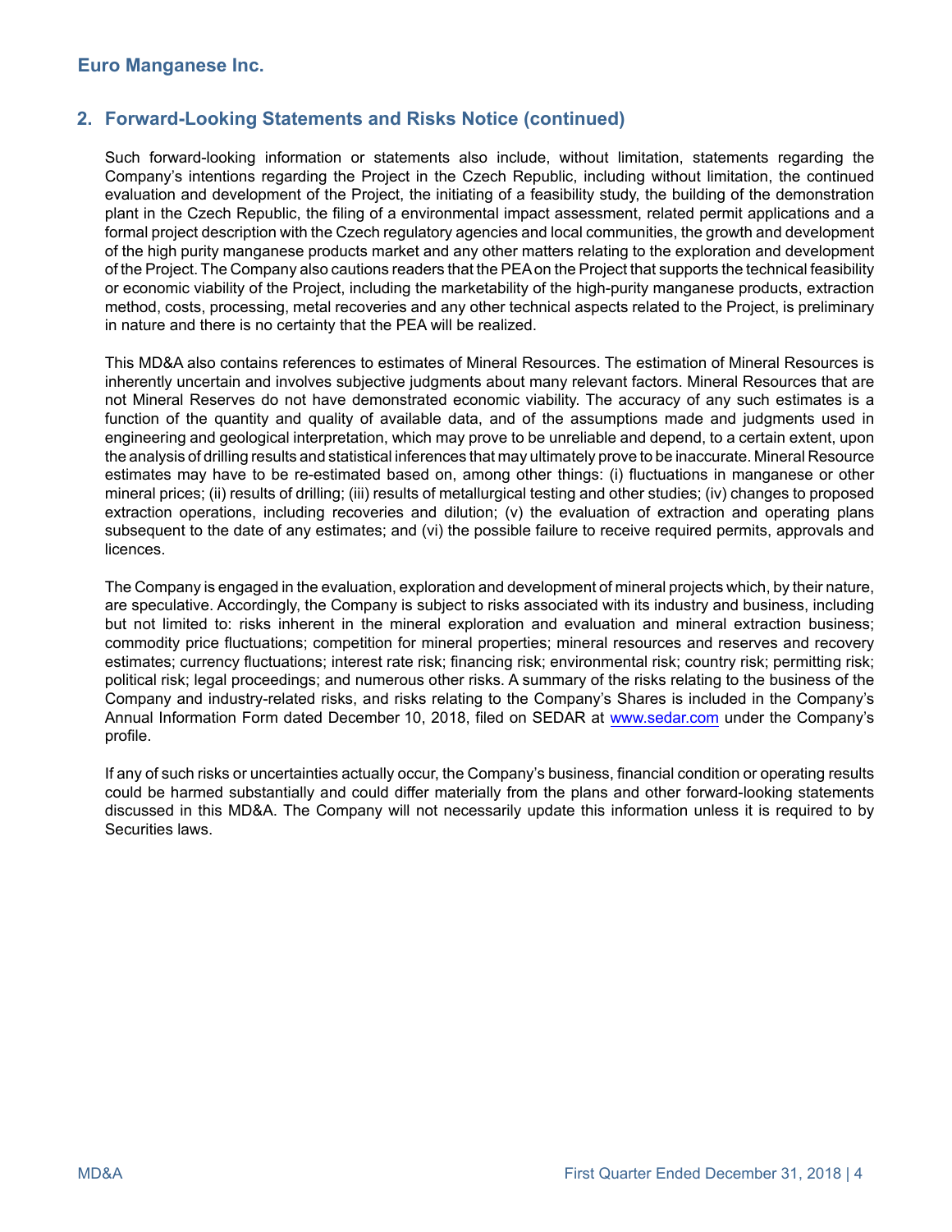## 2. Forward-Looking Statements and Risks Notice (continued)

Such forward-looking information or statements also include, without limitation, statements regarding the Company's intentions regarding the Project in the Czech Republic, including without limitation, the continued evaluation and development of the Project, the initiating of a feasibility study, the building of the demonstration plant in the Czech Republic, the filing of a environmental impact assessment, related permit applications and a formal project description with the Czech regulatory agencies and local communities, the growth and development of the high purity manganese products market and any other matters relating to the exploration and development of the Project. The Company also cautions readers that the PEA on the Project that supports the technical feasibility or economic viability of the Project, including the marketability of the high-purity manganese products, extraction method, costs, processing, metal recoveries and any other technical aspects related to the Project, is preliminary in nature and there is no certainty that the PEA will be realized.

This MD&A also contains references to estimates of Mineral Resources. The estimation of Mineral Resources is inherently uncertain and involves subjective judgments about many relevant factors. Mineral Resources that are not Mineral Reserves do not have demonstrated economic viability. The accuracy of any such estimates is a function of the quantity and quality of available data, and of the assumptions made and judgments used in engineering and geological interpretation, which may prove to be unreliable and depend, to a certain extent, upon the analysis of drilling results and statistical inferences that may ultimately prove to be inaccurate. Mineral Resource estimates may have to be re-estimated based on, among other things: (i) fluctuations in manganese or other mineral prices; (ii) results of drilling; (iii) results of metallurgical testing and other studies; (iv) changes to proposed extraction operations, including recoveries and dilution; (v) the evaluation of extraction and operating plans subsequent to the date of any estimates; and (vi) the possible failure to receive required permits, approvals and licences.

The Company is engaged in the evaluation, exploration and development of mineral projects which, by their nature, are speculative. Accordingly, the Company is subject to risks associated with its industry and business, including but not limited to: risks inherent in the mineral exploration and evaluation and mineral extraction business; commodity price fluctuations; competition for mineral properties; mineral resources and reserves and recovery estimates; currency fluctuations; interest rate risk; financing risk; environmental risk; country risk; permitting risk; political risk; legal proceedings; and numerous other risks. A summary of the risks relating to the business of the Company and industry-related risks, and risks relating to the Company's Shares is included in the Company's Annual Information Form dated December 10, 2018, filed on SEDAR at www.sedar.com under the Company's profile.

If any of such risks or uncertainties actually occur, the Company's business, financial condition or operating results could be harmed substantially and could differ materially from the plans and other forward-looking statements discussed in this MD&A. The Company will not necessarily update this information unless it is required to by Securities laws.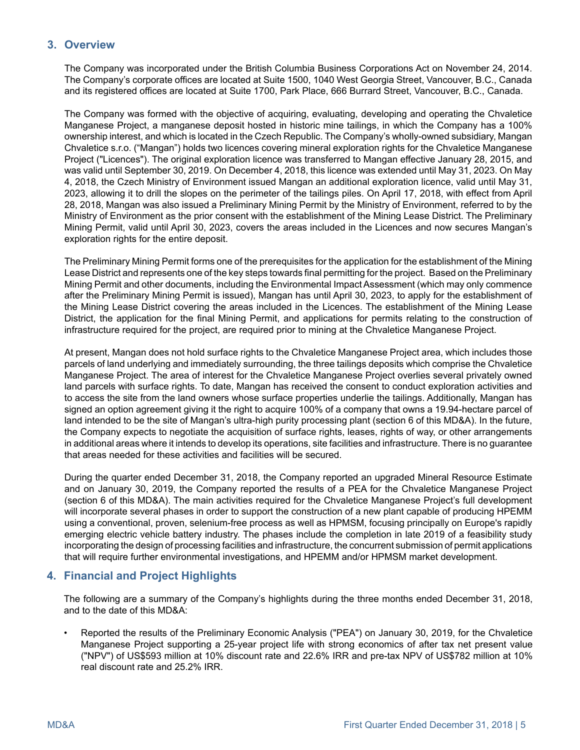## 3. Overview

The Company was incorporated under the British Columbia Business Corporations Act on November 24, 2014. The Company's corporate offices are located at Suite 1500, 1040 West Georgia Street, Vancouver, B.C., Canada and its registered offices are located at Suite 1700, Park Place, 666 Burrard Street, Vancouver, B.C., Canada.

The Company was formed with the objective of acquiring, evaluating, developing and operating the Chvaletice Manganese Project, a manganese deposit hosted in historic mine tailings, in which the Company has a 100% ownership interest, and which is located in the Czech Republic. The Company's wholly-owned subsidiary, Mangan Chvaletice s.r.o. ("Mangan") holds two licences covering mineral exploration rights for the Chvaletice Manganese Project ("Licences"). The original exploration licence was transferred to Mangan effective January 28, 2015, and was valid until September 30, 2019. On December 4, 2018, this licence was extended until May 31, 2023. On May 4, 2018, the Czech Ministry of Environment issued Mangan an additional exploration licence, valid until May 31, 2023, allowing it to drill the slopes on the perimeter of the tailings piles. On April 17, 2018, with effect from April 28, 2018, Mangan was also issued a Preliminary Mining Permit by the Ministry of Environment, referred to by the Ministry of Environment as the prior consent with the establishment of the Mining Lease District. The Preliminary Mining Permit, valid until April 30, 2023, covers the areas included in the Licences and now secures Mangan's exploration rights for the entire deposit.

The Preliminary Mining Permit forms one of the prerequisites for the application for the establishment of the Mining Lease District and represents one of the key steps towards final permitting for the project. Based on the Preliminary Mining Permit and other documents, including the Environmental Impact Assessment (which may only commence after the Preliminary Mining Permit is issued), Mangan has until April 30, 2023, to apply for the establishment of the Mining Lease District covering the areas included in the Licences. The establishment of the Mining Lease District, the application for the final Mining Permit, and applications for permits relating to the construction of infrastructure required for the project, are required prior to mining at the Chvaletice Manganese Project.

At present, Mangan does not hold surface rights to the Chvaletice Manganese Project area, which includes those parcels of land underlying and immediately surrounding, the three tailings deposits which comprise the Chvaletice Manganese Project. The area of interest for the Chvaletice Manganese Project overlies several privately owned land parcels with surface rights. To date, Mangan has received the consent to conduct exploration activities and to access the site from the land owners whose surface properties underlie the tailings. Additionally, Mangan has signed an option agreement giving it the right to acquire 100% of a company that owns a 19.94-hectare parcel of land intended to be the site of Mangan's ultra-high purity processing plant (section 6 of this MD&A). In the future, the Company expects to negotiate the acquisition of surface rights, leases, rights of way, or other arrangements in additional areas where it intends to develop its operations, site facilities and infrastructure. There is no guarantee that areas needed for these activities and facilities will be secured.

During the quarter ended December 31, 2018, the Company reported an upgraded Mineral Resource Estimate and on January 30, 2019, the Company reported the results of a PEA for the Chvaletice Manganese Project (section 6 of this MD&A). The main activities required for the Chvaletice Manganese Project's full development will incorporate several phases in order to support the construction of a new plant capable of producing HPEMM using a conventional, proven, selenium-free process as well as HPMSM, focusing principally on Europe's rapidly emerging electric vehicle battery industry. The phases include the completion in late 2019 of a feasibility study incorporating the design of processing facilities and infrastructure, the concurrent submission of permit applications that will require further environmental investigations, and HPEMM and/or HPMSM market development.

## 4. Financial and Project Highlights

The following are a summary of the Company's highlights during the three months ended December 31, 2018, and to the date of this MD&A:

- Reported the results of the Preliminary Economic Analysis ("PEA") on January 30, 2019, for the Chvaletice Manganese Project supporting a 25-year project life with strong economics of after tax net present value ("NPV") of US$593 million at 10% discount rate and 22.6% IRR and pre-tax NPV of US$782 million at 10% real discount rate and 25.2% IRR.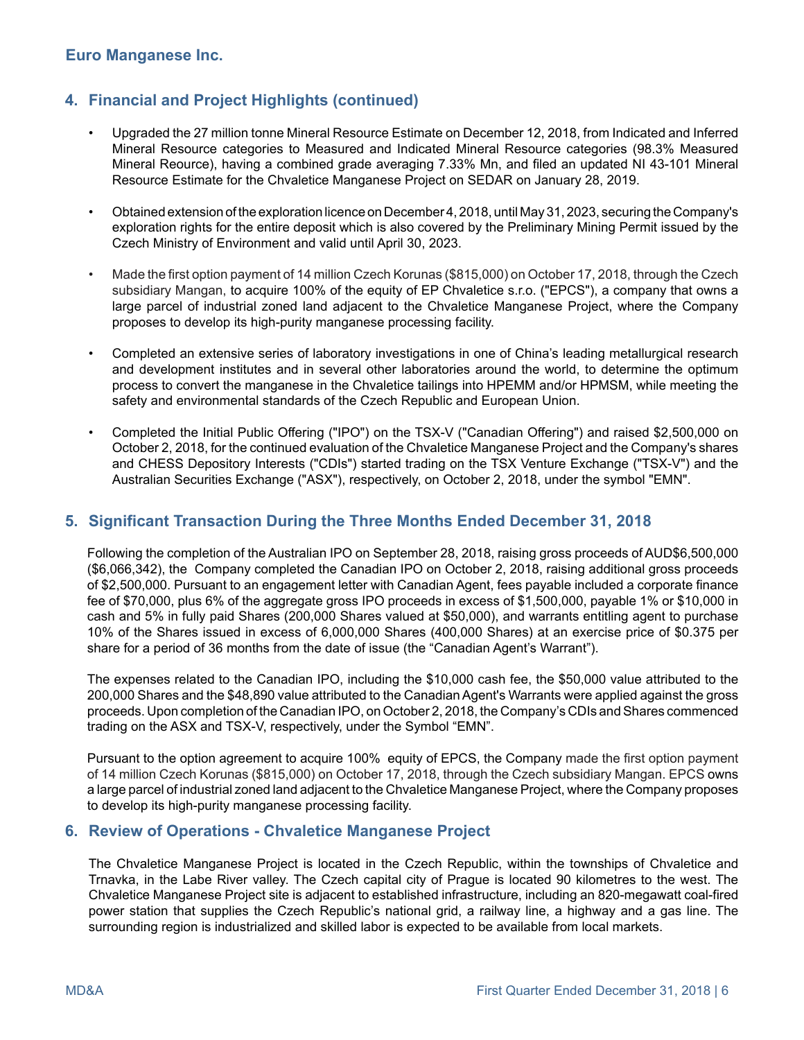## 4. Financial and Project Highlights (continued)

- Upgraded the 27 million tonne Mineral Resource Estimate on December 12, 2018, from Indicated and Inferred Mineral Resource categories to Measured and Indicated Mineral Resource categories (98.3% Measured Mineral Reource), having a combined grade averaging 7.33% Mn, and filed an updated NI 43-101 Mineral Resource Estimate for the Chvaletice Manganese Project on SEDAR on January 28, 2019.
- Obtained extension of the exploration licence on December 4, 2018, until May 31, 2023, securing the Company's exploration rights for the entire deposit which is also covered by the Preliminary Mining Permit issued by the Czech Ministry of Environment and valid until April 30, 2023.
- Made the first option payment of 14 million Czech Korunas ($815,000) on October 17, 2018, through the Czech subsidiary Mangan, to acquire 100% of the equity of EP Chvaletice s.r.o. ("EPCS"), a company that owns a large parcel of industrial zoned land adjacent to the Chvaletice Manganese Project, where the Company proposes to develop its high-purity manganese processing facility.
- Completed an extensive series of laboratory investigations in one of China's leading metallurgical research and development institutes and in several other laboratories around the world, to determine the optimum process to convert the manganese in the Chvaletice tailings into HPEMM and/or HPMSM, while meeting the safety and environmental standards of the Czech Republic and European Union.
- Completed the Initial Public Offering ("IPO") on the TSX-V ("Canadian Offering") and raised $2,500,000 on October 2, 2018, for the continued evaluation of the Chvaletice Manganese Project and the Company's shares and CHESS Depository Interests ("CDIs") started trading on the TSX Venture Exchange ("TSX-V") and the Australian Securities Exchange ("ASX"), respectively, on October 2, 2018, under the symbol "EMN".

## 5. Significant Transaction During the Three Months Ended December 31, 2018

Following the completion of the Australian IPO on September 28, 2018, raising gross proceeds of AUD$6,500,000 ($6,066,342), the Company completed the Canadian IPO on October 2, 2018, raising additional gross proceeds of $2,500,000. Pursuant to an engagement letter with Canadian Agent, fees payable included a corporate finance fee of $70,000, plus 6% of the aggregate gross IPO proceeds in excess of $1,500,000, payable 1% or $10,000 in cash and 5% in fully paid Shares (200,000 Shares valued at $50,000), and warrants entitling agent to purchase 10% of the Shares issued in excess of 6,000,000 Shares (400,000 Shares) at an exercise price of $0.375 per share for a period of 36 months from the date of issue (the "Canadian Agent's Warrant").

The expenses related to the Canadian IPO, including the $10,000 cash fee, the $50,000 value attributed to the 200,000 Shares and the $48,890 value attributed to the Canadian Agent's Warrants were applied against the gross proceeds. Upon completion of the Canadian IPO, on October 2, 2018, the Company's CDIs and Shares commenced trading on the ASX and TSX-V, respectively, under the Symbol "EMN".

Pursuant to the option agreement to acquire 100% equity of EPCS, the Company made the first option payment of 14 million Czech Korunas ($815,000) on October 17, 2018, through the Czech subsidiary Mangan. EPCS owns a large parcel of industrial zoned land adjacent to the Chvaletice Manganese Project, where the Company proposes to develop its high-purity manganese processing facility.

## 6. Review of Operations - Chvaletice Manganese Project

The Chvaletice Manganese Project is located in the Czech Republic, within the townships of Chvaletice and Trnavka, in the Labe River valley. The Czech capital city of Prague is located 90 kilometres to the west. The Chvaletice Manganese Project site is adjacent to established infrastructure, including an 820-megawatt coal-fired power station that supplies the Czech Republic's national grid, a railway line, a highway and a gas line. The surrounding region is industrialized and skilled labor is expected to be available from local markets.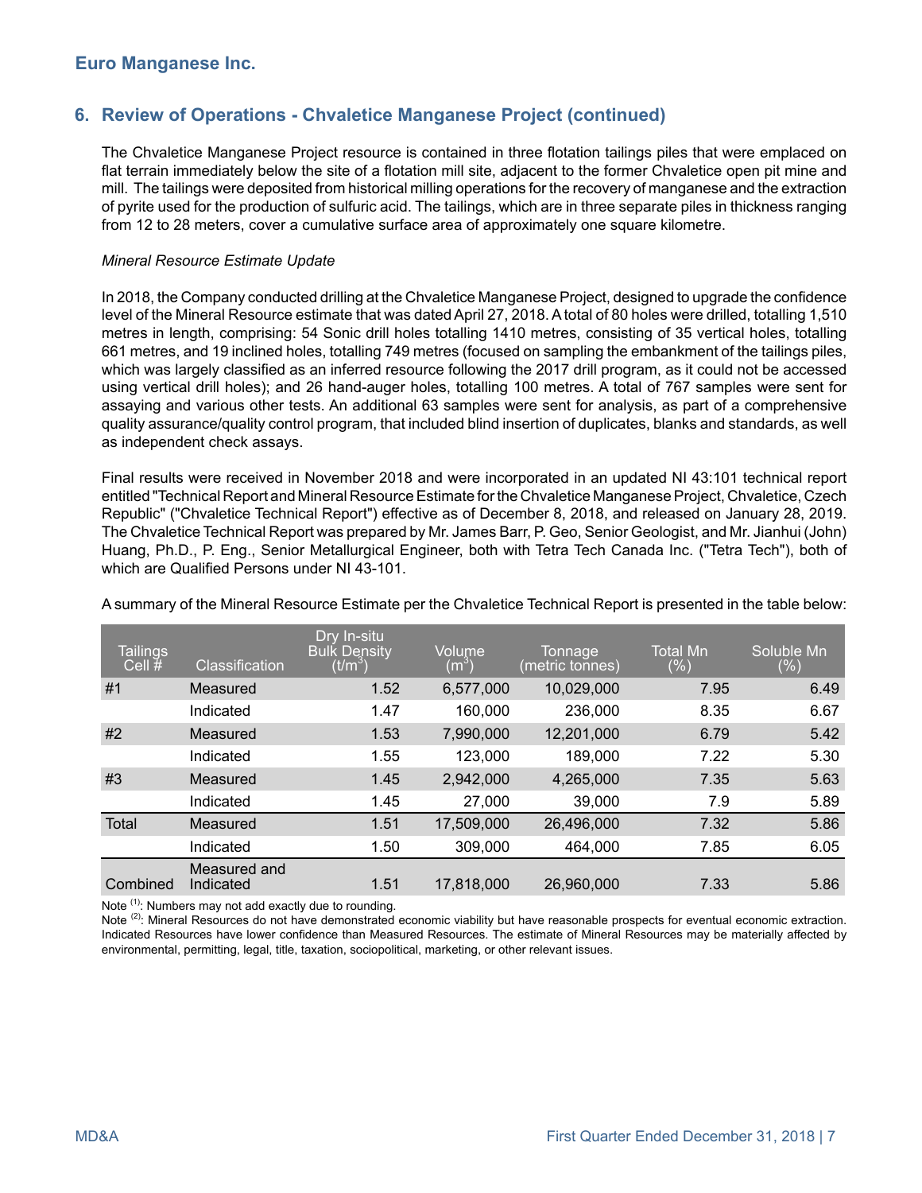## 6. Review of Operations - Chvaletice Manganese Project (continued)

The Chvaletice Manganese Project resource is contained in three flotation tailings piles that were emplaced on flat terrain immediately below the site of a flotation mill site, adjacent to the former Chvaletice open pit mine and mill. The tailings were deposited from historical milling operations for the recovery of manganese and the extraction of pyrite used for the production of sulfuric acid. The tailings, which are in three separate piles in thickness ranging from 12 to 28 meters, cover a cumulative surface area of approximately one square kilometre.

*Mineral Resource Estimate Update*

In 2018, the Company conducted drilling at the Chvaletice Manganese Project, designed to upgrade the confidence level of the Mineral Resource estimate that was dated April 27, 2018. A total of 80 holes were drilled, totalling 1,510 metres in length, comprising: 54 Sonic drill holes totalling 1410 metres, consisting of 35 vertical holes, totalling 661 metres, and 19 inclined holes, totalling 749 metres (focused on sampling the embankment of the tailings piles, which was largely classified as an inferred resource following the 2017 drill program, as it could not be accessed using vertical drill holes); and 26 hand-auger holes, totalling 100 metres. A total of 767 samples were sent for assaying and various other tests. An additional 63 samples were sent for analysis, as part of a comprehensive quality assurance/quality control program, that included blind insertion of duplicates, blanks and standards, as well as independent check assays.

Final results were received in November 2018 and were incorporated in an updated NI 43:101 technical report entitled "Technical Report and Mineral Resource Estimate for the Chvaletice Manganese Project, Chvaletice, Czech Republic" ("Chvaletice Technical Report") effective as of December 8, 2018, and released on January 28, 2019. The Chvaletice Technical Report was prepared by Mr. James Barr, P. Geo, Senior Geologist, and Mr. Jianhui (John) Huang, Ph.D., P. Eng., Senior Metallurgical Engineer, both with Tetra Tech Canada Inc. ("Tetra Tech"), both of which are Qualified Persons under NI 43-101.

A summary of the Mineral Resource Estimate per the Chvaletice Technical Report is presented in the table below:

| Tailings Cell # | Classification | Dry In-situ Bulk Density ($t/m^3$) | Volume ($m^3$) | Tonnage (metric tonnes) | Total Mn (%) | Soluble Mn (%) |
|---|---|---|---|---|---|---|
| #1 | Measured | 1.52 | 6,577,000 | 10,029,000 | 7.95 | 6.49 |
| | Indicated | 1.47 | 160,000 | 236,000 | 8.35 | 6.67 |
| #2 | Measured | 1.53 | 7,990,000 | 12,201,000 | 6.79 | 5.42 |
| | Indicated | 1.55 | 123,000 | 189,000 | 7.22 | 5.30 |
| #3 | Measured | 1.45 | 2,942,000 | 4,265,000 | 7.35 | 5.63 |
| | Indicated | 1.45 | 27,000 | 39,000 | 7.9 | 5.89 |
| Total | Measured | 1.51 | 17,509,000 | 26,496,000 | 7.32 | 5.86 |
| | Indicated | 1.50 | 309,000 | 464,000 | 7.85 | 6.05 |
| Combined | Measured and Indicated | 1.51 | 17,818,000 | 26,960,000 | 7.33 | 5.86 |

Note [(1)]: Numbers may not add exactly due to rounding.
Note [(2)]: Mineral Resources do not have demonstrated economic viability but have reasonable prospects for eventual economic extraction. Indicated Resources have lower confidence than Measured Resources. The estimate of Mineral Resources may be materially affected by environmental, permitting, legal, title, taxation, sociopolitical, marketing, or other relevant issues.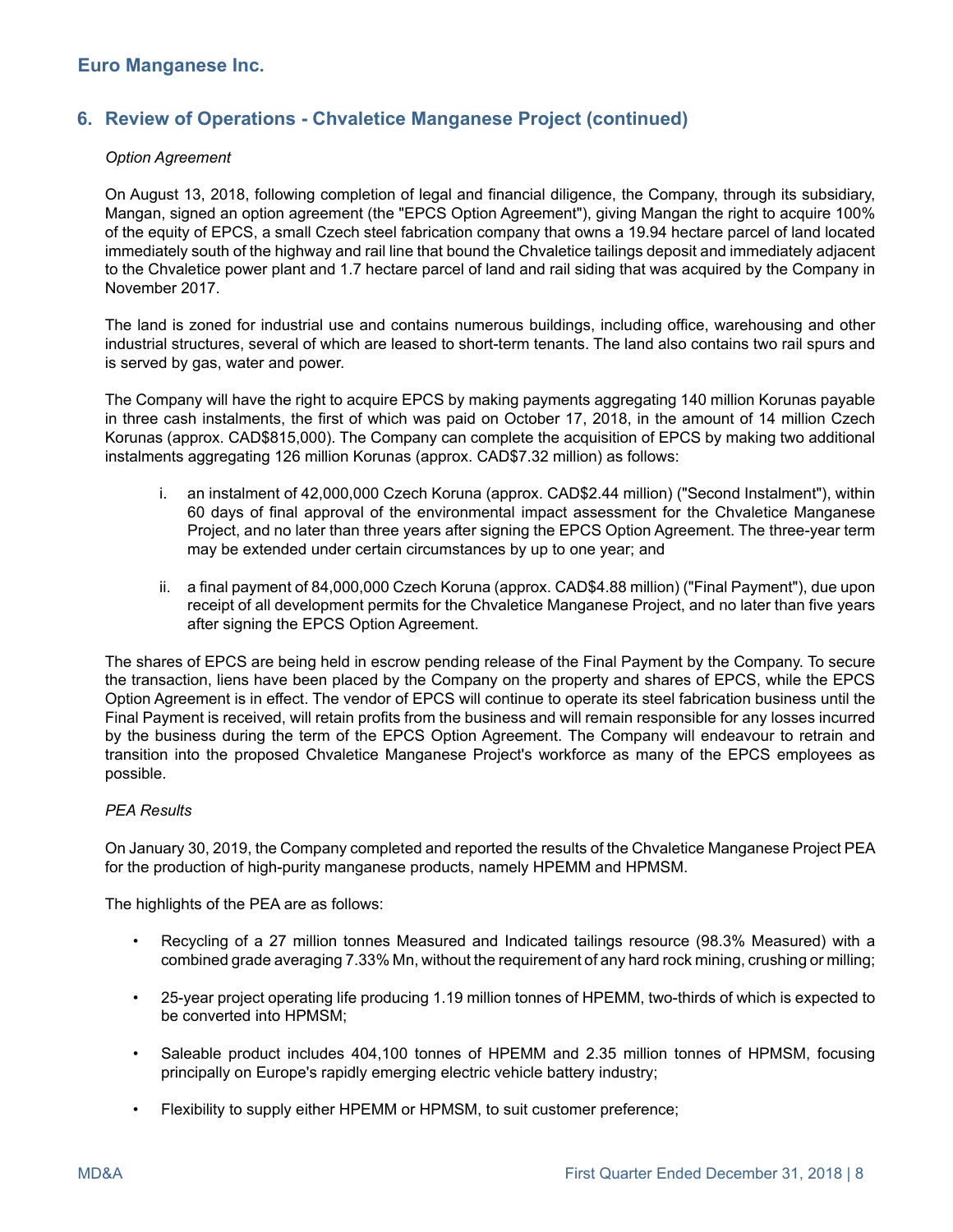## 6. Review of Operations - Chvaletice Manganese Project (continued)

*Option Agreement*

On August 13, 2018, following completion of legal and financial diligence, the Company, through its subsidiary, Mangan, signed an option agreement (the "EPCS Option Agreement"), giving Mangan the right to acquire 100% of the equity of EPCS, a small Czech steel fabrication company that owns a 19.94 hectare parcel of land located immediately south of the highway and rail line that bound the Chvaletice tailings deposit and immediately adjacent to the Chvaletice power plant and 1.7 hectare parcel of land and rail siding that was acquired by the Company in November 2017.

The land is zoned for industrial use and contains numerous buildings, including office, warehousing and other industrial structures, several of which are leased to short-term tenants. The land also contains two rail spurs and is served by gas, water and power.

The Company will have the right to acquire EPCS by making payments aggregating 140 million Korunas payable in three cash instalments, the first of which was paid on October 17, 2018, in the amount of 14 million Czech Korunas (approx. CAD$815,000). The Company can complete the acquisition of EPCS by making two additional instalments aggregating 126 million Korunas (approx. CAD$7.32 million) as follows:

i. an instalment of 42,000,000 Czech Koruna (approx. CAD$2.44 million) ("Second Instalment"), within 60 days of final approval of the environmental impact assessment for the Chvaletice Manganese Project, and no later than three years after signing the EPCS Option Agreement. The three-year term may be extended under certain circumstances by up to one year; and

ii. a final payment of 84,000,000 Czech Koruna (approx. CAD$4.88 million) ("Final Payment"), due upon receipt of all development permits for the Chvaletice Manganese Project, and no later than five years after signing the EPCS Option Agreement.

The shares of EPCS are being held in escrow pending release of the Final Payment by the Company. To secure the transaction, liens have been placed by the Company on the property and shares of EPCS, while the EPCS Option Agreement is in effect. The vendor of EPCS will continue to operate its steel fabrication business until the Final Payment is received, will retain profits from the business and will remain responsible for any losses incurred by the business during the term of the EPCS Option Agreement. The Company will endeavour to retrain and transition into the proposed Chvaletice Manganese Project's workforce as many of the EPCS employees as possible.

*PEA Results*

On January 30, 2019, the Company completed and reported the results of the Chvaletice Manganese Project PEA for the production of high-purity manganese products, namely HPEMM and HPMSM.

The highlights of the PEA are as follows:

- Recycling of a 27 million tonnes Measured and Indicated tailings resource (98.3% Measured) with a combined grade averaging 7.33% Mn, without the requirement of any hard rock mining, crushing or milling;
- 25-year project operating life producing 1.19 million tonnes of HPEMM, two-thirds of which is expected to be converted into HPMSM;
- Saleable product includes 404,100 tonnes of HPEMM and 2.35 million tonnes of HPMSM, focusing principally on Europe's rapidly emerging electric vehicle battery industry;
- Flexibility to supply either HPEMM or HPMSM, to suit customer preference;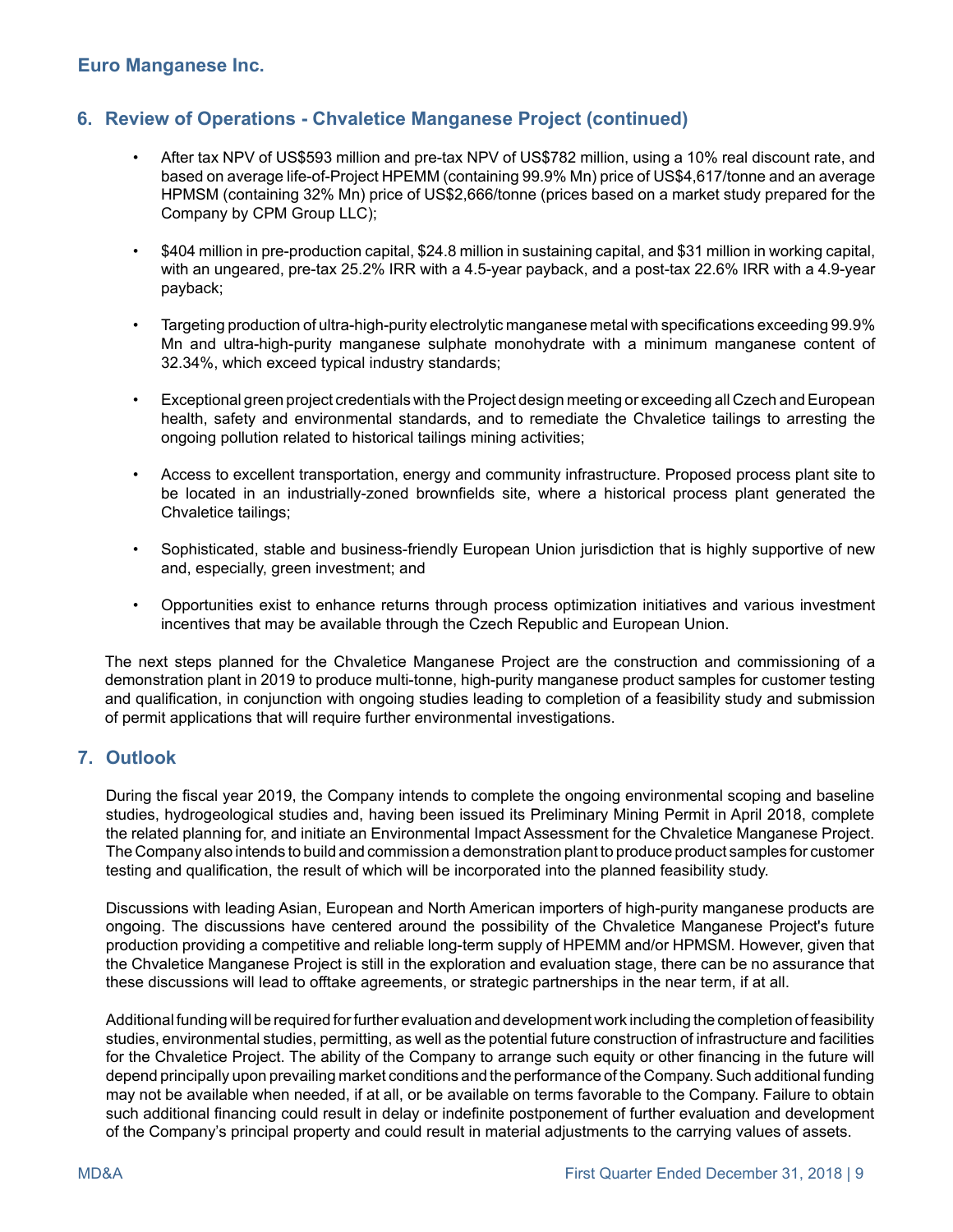## 6. Review of Operations - Chvaletice Manganese Project (continued)

- After tax NPV of US$593 million and pre-tax NPV of US$782 million, using a 10% real discount rate, and based on average life-of-Project HPEMM (containing 99.9% Mn) price of US$4,617/tonne and an average HPMSM (containing 32% Mn) price of US$2,666/tonne (prices based on a market study prepared for the Company by CPM Group LLC);

- $404 million in pre-production capital, $24.8 million in sustaining capital, and $31 million in working capital, with an ungeared, pre-tax 25.2% IRR with a 4.5-year payback, and a post-tax 22.6% IRR with a 4.9-year payback;

- Targeting production of ultra-high-purity electrolytic manganese metal with specifications exceeding 99.9% Mn and ultra-high-purity manganese sulphate monohydrate with a minimum manganese content of 32.34%, which exceed typical industry standards;

- Exceptional green project credentials with the Project design meeting or exceeding all Czech and European health, safety and environmental standards, and to remediate the Chvaletice tailings to arresting the ongoing pollution related to historical tailings mining activities;

- Access to excellent transportation, energy and community infrastructure. Proposed process plant site to be located in an industrially-zoned brownfields site, where a historical process plant generated the Chvaletice tailings;

- Sophisticated, stable and business-friendly European Union jurisdiction that is highly supportive of new and, especially, green investment; and

- Opportunities exist to enhance returns through process optimization initiatives and various investment incentives that may be available through the Czech Republic and European Union.

The next steps planned for the Chvaletice Manganese Project are the construction and commissioning of a demonstration plant in 2019 to produce multi-tonne, high-purity manganese product samples for customer testing and qualification, in conjunction with ongoing studies leading to completion of a feasibility study and submission of permit applications that will require further environmental investigations.

## 7. Outlook

During the fiscal year 2019, the Company intends to complete the ongoing environmental scoping and baseline studies, hydrogeological studies and, having been issued its Preliminary Mining Permit in April 2018, complete the related planning for, and initiate an Environmental Impact Assessment for the Chvaletice Manganese Project. The Company also intends to build and commission a demonstration plant to produce product samples for customer testing and qualification, the result of which will be incorporated into the planned feasibility study.

Discussions with leading Asian, European and North American importers of high-purity manganese products are ongoing. The discussions have centered around the possibility of the Chvaletice Manganese Project's future production providing a competitive and reliable long-term supply of HPEMM and/or HPMSM. However, given that the Chvaletice Manganese Project is still in the exploration and evaluation stage, there can be no assurance that these discussions will lead to offtake agreements, or strategic partnerships in the near term, if at all.

Additional funding will be required for further evaluation and development work including the completion of feasibility studies, environmental studies, permitting, as well as the potential future construction of infrastructure and facilities for the Chvaletice Project. The ability of the Company to arrange such equity or other financing in the future will depend principally upon prevailing market conditions and the performance of the Company. Such additional funding may not be available when needed, if at all, or be available on terms favorable to the Company. Failure to obtain such additional financing could result in delay or indefinite postponement of further evaluation and development of the Company's principal property and could result in material adjustments to the carrying values of assets.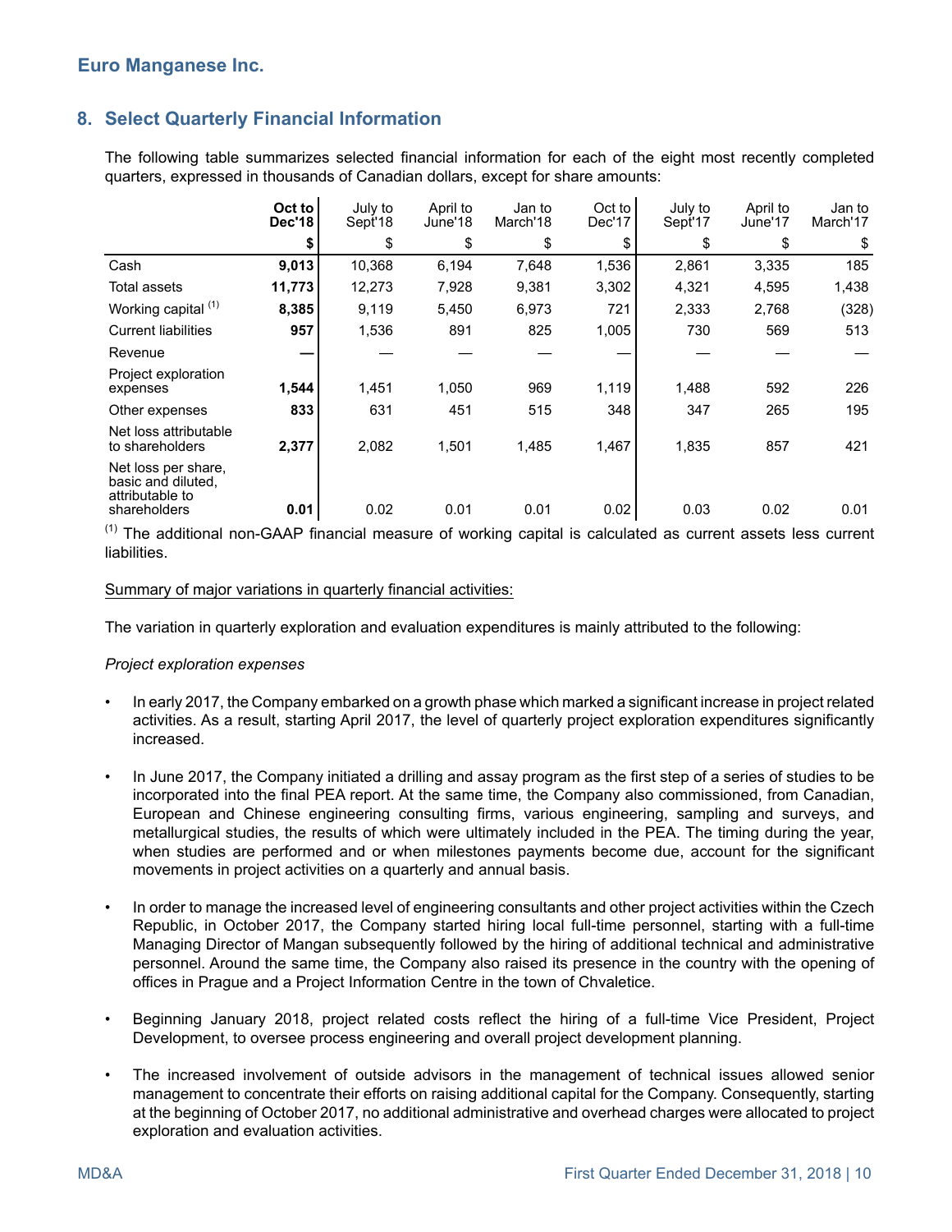## 8. Select Quarterly Financial Information

The following table summarizes selected financial information for each of the eight most recently completed quarters, expressed in thousands of Canadian dollars, except for share amounts:

| | **Oct to Dec'18** | July to Sept'18 | April to June'18 | Jan to March'18 | Oct to Dec'17 | July to Sept'17 | April to June'17 | Jan to March'17 |
|---|---|---|---|---|---|---|---|---|
| | **$** | $ | $ | $ | $ | $ | $ | $ |
| Cash | **9,013** | 10,368 | 6,194 | 7,648 | 1,536 | 2,861 | 3,335 | 185 |
| Total assets | **11,773** | 12,273 | 7,928 | 9,381 | 3,302 | 4,321 | 4,595 | 1,438 |
| Working capital [(1)] | **8,385** | 9,119 | 5,450 | 6,973 | 721 | 2,333 | 2,768 | (328) |
| Current liabilities | **957** | 1,536 | 891 | 825 | 1,005 | 730 | 569 | 513 |
| Revenue | **—** | — | — | — | — | — | — | — |
| Project exploration expenses | **1,544** | 1,451 | 1,050 | 969 | 1,119 | 1,488 | 592 | 226 |
| Other expenses | **833** | 631 | 451 | 515 | 348 | 347 | 265 | 195 |
| Net loss attributable to shareholders | **2,377** | 2,082 | 1,501 | 1,485 | 1,467 | 1,835 | 857 | 421 |
| Net loss per share, basic and diluted, attributable to shareholders | **0.01** | 0.02 | 0.01 | 0.01 | 0.02 | 0.03 | 0.02 | 0.01 |

[(1)] The additional non-GAAP financial measure of working capital is calculated as current assets less current liabilities.

Summary of major variations in quarterly financial activities:

The variation in quarterly exploration and evaluation expenditures is mainly attributed to the following:

*Project exploration expenses*

- In early 2017, the Company embarked on a growth phase which marked a significant increase in project related activities. As a result, starting April 2017, the level of quarterly project exploration expenditures significantly increased.
- In June 2017, the Company initiated a drilling and assay program as the first step of a series of studies to be incorporated into the final PEA report. At the same time, the Company also commissioned, from Canadian, European and Chinese engineering consulting firms, various engineering, sampling and surveys, and metallurgical studies, the results of which were ultimately included in the PEA. The timing during the year, when studies are performed and or when milestones payments become due, account for the significant movements in project activities on a quarterly and annual basis.
- In order to manage the increased level of engineering consultants and other project activities within the Czech Republic, in October 2017, the Company started hiring local full-time personnel, starting with a full-time Managing Director of Mangan subsequently followed by the hiring of additional technical and administrative personnel. Around the same time, the Company also raised its presence in the country with the opening of offices in Prague and a Project Information Centre in the town of Chvaletice.
- Beginning January 2018, project related costs reflect the hiring of a full-time Vice President, Project Development, to oversee process engineering and overall project development planning.
- The increased involvement of outside advisors in the management of technical issues allowed senior management to concentrate their efforts on raising additional capital for the Company. Consequently, starting at the beginning of October 2017, no additional administrative and overhead charges were allocated to project exploration and evaluation activities.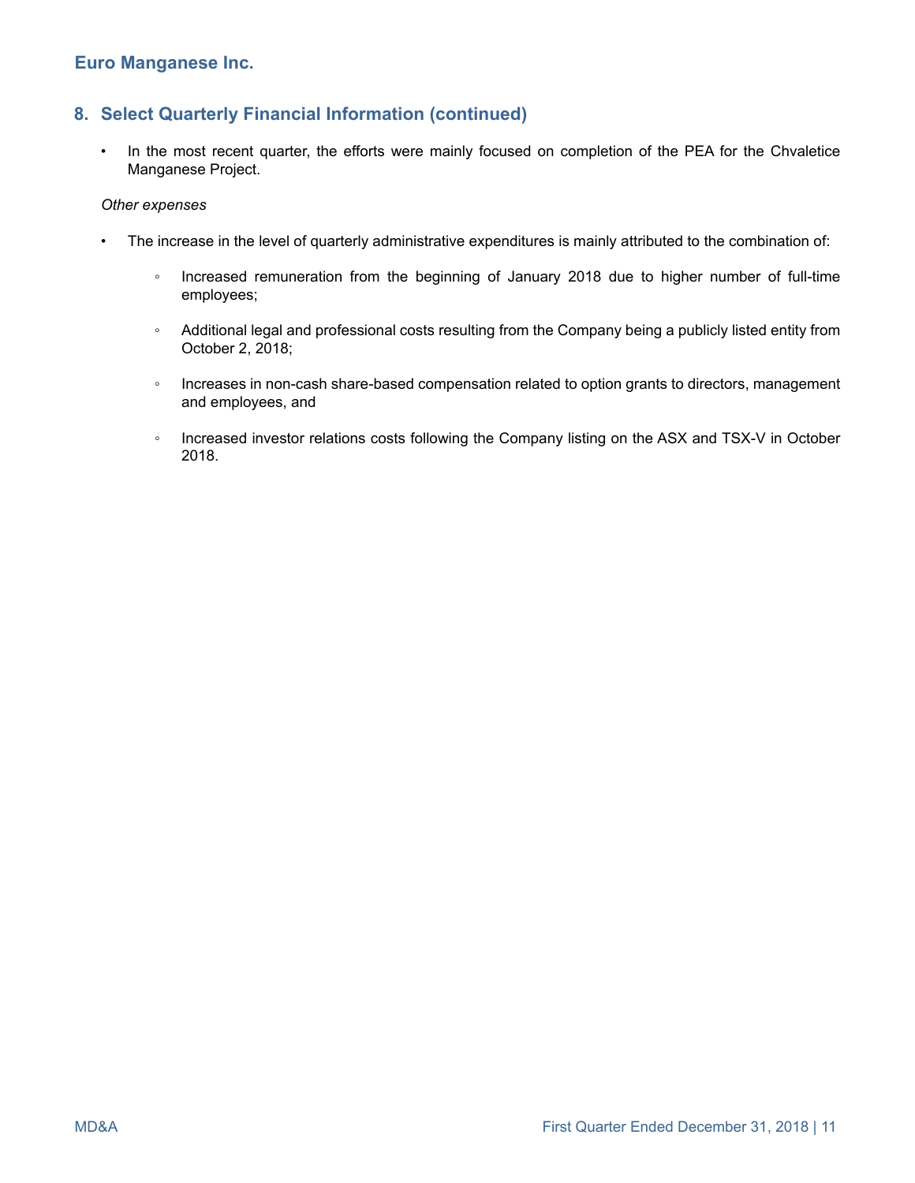## 8. Select Quarterly Financial Information (continued)

- In the most recent quarter, the efforts were mainly focused on completion of the PEA for the Chvaletice Manganese Project.

*Other expenses*

- The increase in the level of quarterly administrative expenditures is mainly attributed to the combination of:
    - Increased remuneration from the beginning of January 2018 due to higher number of full-time employees;
    - Additional legal and professional costs resulting from the Company being a publicly listed entity from October 2, 2018;
    - Increases in non-cash share-based compensation related to option grants to directors, management and employees, and
    - Increased investor relations costs following the Company listing on the ASX and TSX-V in October 2018.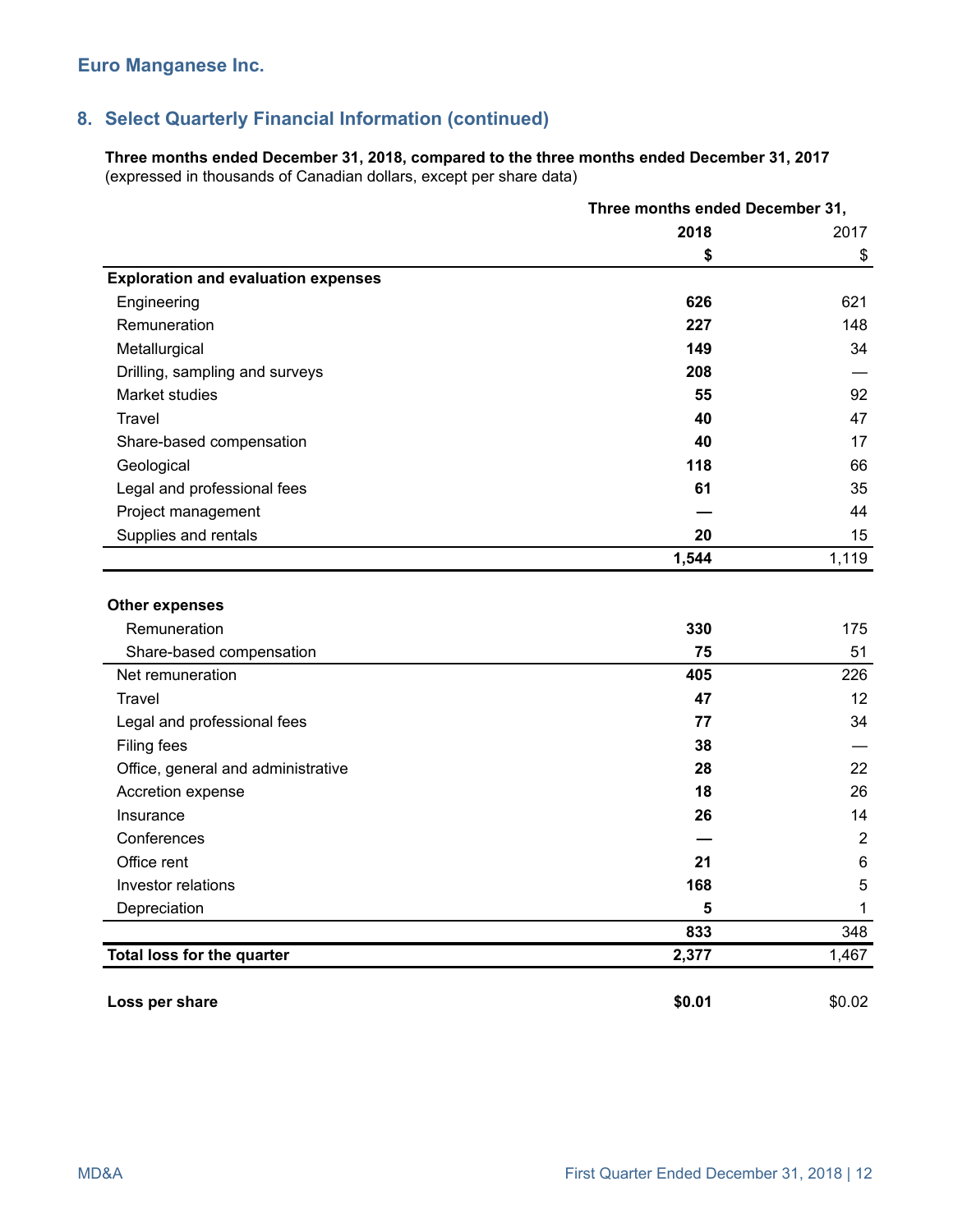## Euro Manganese Inc.

## 8. Select Quarterly Financial Information (continued)

**Three months ended December 31, 2018, compared to the three months ended December 31, 2017**
(expressed in thousands of Canadian dollars, except per share data)

| | Three months ended December 31, | |
|---|---|---|
| | **2018** | 2017 |
| | **$** | $ |
| **Exploration and evaluation expenses** | | |
| Engineering | **626** | 621 |
| Remuneration | **227** | 148 |
| Metallurgical | **149** | 34 |
| Drilling, sampling and surveys | **208** | — |
| Market studies | **55** | 92 |
| Travel | **40** | 47 |
| Share-based compensation | **40** | 17 |
| Geological | **118** | 66 |
| Legal and professional fees | **61** | 35 |
| Project management | **—** | 44 |
| Supplies and rentals | **20** | 15 |
| | **1,544** | 1,119 |
| **Other expenses** | | |
| Remuneration | **330** | 175 |
| Share-based compensation | **75** | 51 |
| Net remuneration | **405** | 226 |
| Travel | **47** | 12 |
| Legal and professional fees | **77** | 34 |
| Filing fees | **38** | — |
| Office, general and administrative | **28** | 22 |
| Accretion expense | **18** | 26 |
| Insurance | **26** | 14 |
| Conferences | **—** | 2 |
| Office rent | **21** | 6 |
| Investor relations | **168** | 5 |
| Depreciation | **5** | 1 |
| | **833** | 348 |
| **Total loss for the quarter** | **2,377** | 1,467 |
| **Loss per share** | **$0.01** | $0.02 |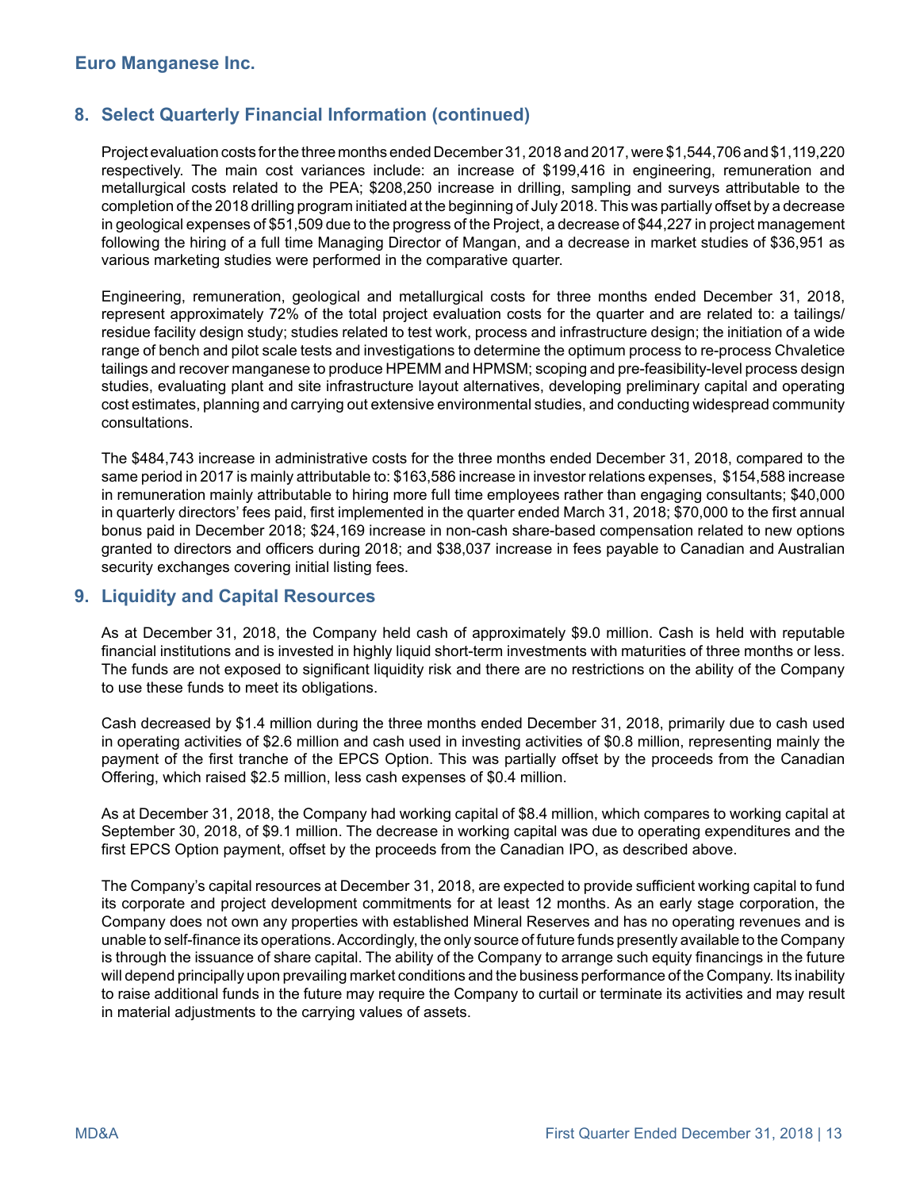## 8. Select Quarterly Financial Information (continued)

Project evaluation costs for the three months ended December 31, 2018 and 2017, were $1,544,706 and $1,119,220 respectively. The main cost variances include: an increase of $199,416 in engineering, remuneration and metallurgical costs related to the PEA; $208,250 increase in drilling, sampling and surveys attributable to the completion of the 2018 drilling program initiated at the beginning of July 2018. This was partially offset by a decrease in geological expenses of $51,509 due to the progress of the Project, a decrease of $44,227 in project management following the hiring of a full time Managing Director of Mangan, and a decrease in market studies of $36,951 as various marketing studies were performed in the comparative quarter.

Engineering, remuneration, geological and metallurgical costs for three months ended December 31, 2018, represent approximately 72% of the total project evaluation costs for the quarter and are related to: a tailings/ residue facility design study; studies related to test work, process and infrastructure design; the initiation of a wide range of bench and pilot scale tests and investigations to determine the optimum process to re-process Chvaletice tailings and recover manganese to produce HPEMM and HPMSM; scoping and pre-feasibility-level process design studies, evaluating plant and site infrastructure layout alternatives, developing preliminary capital and operating cost estimates, planning and carrying out extensive environmental studies, and conducting widespread community consultations.

The $484,743 increase in administrative costs for the three months ended December 31, 2018, compared to the same period in 2017 is mainly attributable to: $163,586 increase in investor relations expenses, $154,588 increase in remuneration mainly attributable to hiring more full time employees rather than engaging consultants; $40,000 in quarterly directors' fees paid, first implemented in the quarter ended March 31, 2018; $70,000 to the first annual bonus paid in December 2018; $24,169 increase in non-cash share-based compensation related to new options granted to directors and officers during 2018; and $38,037 increase in fees payable to Canadian and Australian security exchanges covering initial listing fees.

## 9. Liquidity and Capital Resources

As at December 31, 2018, the Company held cash of approximately $9.0 million. Cash is held with reputable financial institutions and is invested in highly liquid short-term investments with maturities of three months or less. The funds are not exposed to significant liquidity risk and there are no restrictions on the ability of the Company to use these funds to meet its obligations.

Cash decreased by $1.4 million during the three months ended December 31, 2018, primarily due to cash used in operating activities of $2.6 million and cash used in investing activities of $0.8 million, representing mainly the payment of the first tranche of the EPCS Option. This was partially offset by the proceeds from the Canadian Offering, which raised $2.5 million, less cash expenses of $0.4 million.

As at December 31, 2018, the Company had working capital of $8.4 million, which compares to working capital at September 30, 2018, of $9.1 million. The decrease in working capital was due to operating expenditures and the first EPCS Option payment, offset by the proceeds from the Canadian IPO, as described above.

The Company's capital resources at December 31, 2018, are expected to provide sufficient working capital to fund its corporate and project development commitments for at least 12 months. As an early stage corporation, the Company does not own any properties with established Mineral Reserves and has no operating revenues and is unable to self-finance its operations. Accordingly, the only source of future funds presently available to the Company is through the issuance of share capital. The ability of the Company to arrange such equity financings in the future will depend principally upon prevailing market conditions and the business performance of the Company. Its inability to raise additional funds in the future may require the Company to curtail or terminate its activities and may result in material adjustments to the carrying values of assets.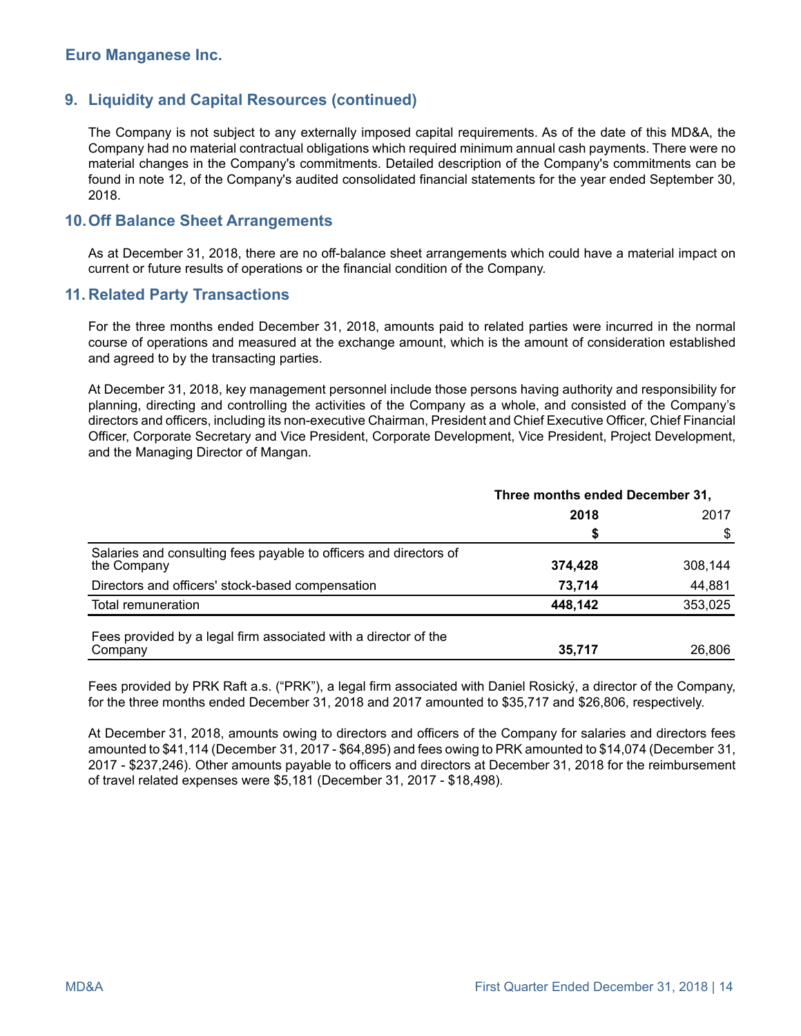## 9. Liquidity and Capital Resources (continued)

The Company is not subject to any externally imposed capital requirements. As of the date of this MD&A, the Company had no material contractual obligations which required minimum annual cash payments. There were no material changes in the Company's commitments. Detailed description of the Company's commitments can be found in note 12, of the Company's audited consolidated financial statements for the year ended September 30, 2018.

## 10. Off Balance Sheet Arrangements

As at December 31, 2018, there are no off-balance sheet arrangements which could have a material impact on current or future results of operations or the financial condition of the Company.

## 11. Related Party Transactions

For the three months ended December 31, 2018, amounts paid to related parties were incurred in the normal course of operations and measured at the exchange amount, which is the amount of consideration established and agreed to by the transacting parties.

At December 31, 2018, key management personnel include those persons having authority and responsibility for planning, directing and controlling the activities of the Company as a whole, and consisted of the Company's directors and officers, including its non-executive Chairman, President and Chief Executive Officer, Chief Financial Officer, Corporate Secretary and Vice President, Corporate Development, Vice President, Project Development, and the Managing Director of Mangan.

| | Three months ended December 31, | |
|---|---|---|
| | **2018** | 2017 |
| | **$** | $ |
| Salaries and consulting fees payable to officers and directors of the Company | **374,428** | 308,144 |
| Directors and officers' stock-based compensation | **73,714** | 44,881 |
| Total remuneration | **448,142** | 353,025 |
| Fees provided by a legal firm associated with a director of the Company | **35,717** | 26,806 |

Fees provided by PRK Raft a.s. ("PRK"), a legal firm associated with Daniel Rosický, a director of the Company, for the three months ended December 31, 2018 and 2017 amounted to $35,717 and $26,806, respectively.

At December 31, 2018, amounts owing to directors and officers of the Company for salaries and directors fees amounted to $41,114 (December 31, 2017 - $64,895) and fees owing to PRK amounted to $14,074 (December 31, 2017 - $237,246). Other amounts payable to officers and directors at December 31, 2018 for the reimbursement of travel related expenses were $5,181 (December 31, 2017 - $18,498).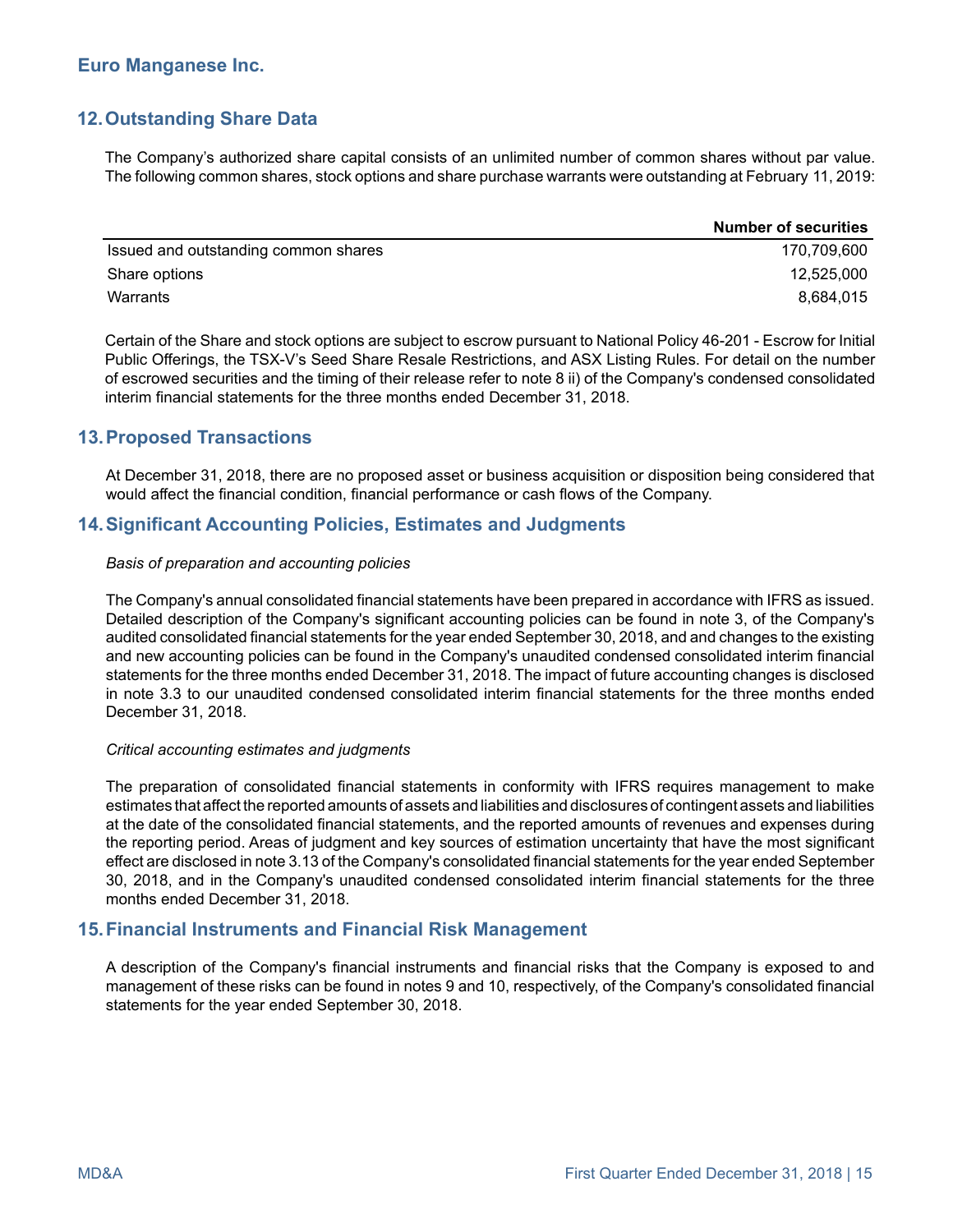## 12. Outstanding Share Data

The Company's authorized share capital consists of an unlimited number of common shares without par value. The following common shares, stock options and share purchase warrants were outstanding at February 11, 2019:

| | Number of securities |
|---|---|
| Issued and outstanding common shares | 170,709,600 |
| Share options | 12,525,000 |
| Warrants | 8,684,015 |

Certain of the Share and stock options are subject to escrow pursuant to National Policy 46-201 - Escrow for Initial Public Offerings, the TSX-V's Seed Share Resale Restrictions, and ASX Listing Rules. For detail on the number of escrowed securities and the timing of their release refer to note 8 ii) of the Company's condensed consolidated interim financial statements for the three months ended December 31, 2018.

## 13. Proposed Transactions

At December 31, 2018, there are no proposed asset or business acquisition or disposition being considered that would affect the financial condition, financial performance or cash flows of the Company.

## 14. Significant Accounting Policies, Estimates and Judgments

*Basis of preparation and accounting policies*

The Company's annual consolidated financial statements have been prepared in accordance with IFRS as issued. Detailed description of the Company's significant accounting policies can be found in note 3, of the Company's audited consolidated financial statements for the year ended September 30, 2018, and and changes to the existing and new accounting policies can be found in the Company's unaudited condensed consolidated interim financial statements for the three months ended December 31, 2018. The impact of future accounting changes is disclosed in note 3.3 to our unaudited condensed consolidated interim financial statements for the three months ended December 31, 2018.

*Critical accounting estimates and judgments*

The preparation of consolidated financial statements in conformity with IFRS requires management to make estimates that affect the reported amounts of assets and liabilities and disclosures of contingent assets and liabilities at the date of the consolidated financial statements, and the reported amounts of revenues and expenses during the reporting period. Areas of judgment and key sources of estimation uncertainty that have the most significant effect are disclosed in note 3.13 of the Company's consolidated financial statements for the year ended September 30, 2018, and in the Company's unaudited condensed consolidated interim financial statements for the three months ended December 31, 2018.

## 15. Financial Instruments and Financial Risk Management

A description of the Company's financial instruments and financial risks that the Company is exposed to and management of these risks can be found in notes 9 and 10, respectively, of the Company's consolidated financial statements for the year ended September 30, 2018.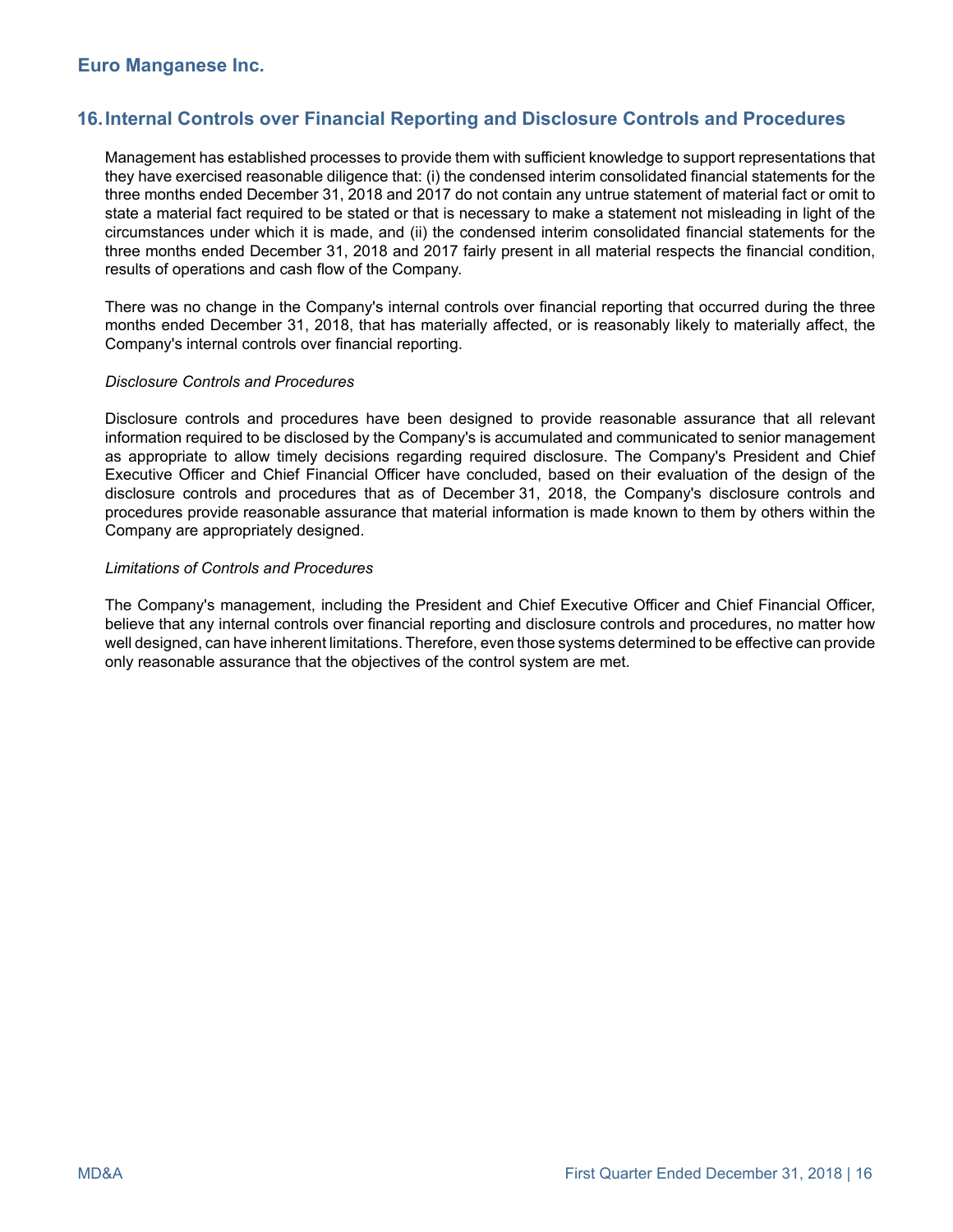## 16. Internal Controls over Financial Reporting and Disclosure Controls and Procedures

Management has established processes to provide them with sufficient knowledge to support representations that they have exercised reasonable diligence that: (i) the condensed interim consolidated financial statements for the three months ended December 31, 2018 and 2017 do not contain any untrue statement of material fact or omit to state a material fact required to be stated or that is necessary to make a statement not misleading in light of the circumstances under which it is made, and (ii) the condensed interim consolidated financial statements for the three months ended December 31, 2018 and 2017 fairly present in all material respects the financial condition, results of operations and cash flow of the Company.

There was no change in the Company's internal controls over financial reporting that occurred during the three months ended December 31, 2018, that has materially affected, or is reasonably likely to materially affect, the Company's internal controls over financial reporting.

*Disclosure Controls and Procedures*

Disclosure controls and procedures have been designed to provide reasonable assurance that all relevant information required to be disclosed by the Company's is accumulated and communicated to senior management as appropriate to allow timely decisions regarding required disclosure. The Company's President and Chief Executive Officer and Chief Financial Officer have concluded, based on their evaluation of the design of the disclosure controls and procedures that as of December 31, 2018, the Company's disclosure controls and procedures provide reasonable assurance that material information is made known to them by others within the Company are appropriately designed.

*Limitations of Controls and Procedures*

The Company's management, including the President and Chief Executive Officer and Chief Financial Officer, believe that any internal controls over financial reporting and disclosure controls and procedures, no matter how well designed, can have inherent limitations. Therefore, even those systems determined to be effective can provide only reasonable assurance that the objectives of the control system are met.